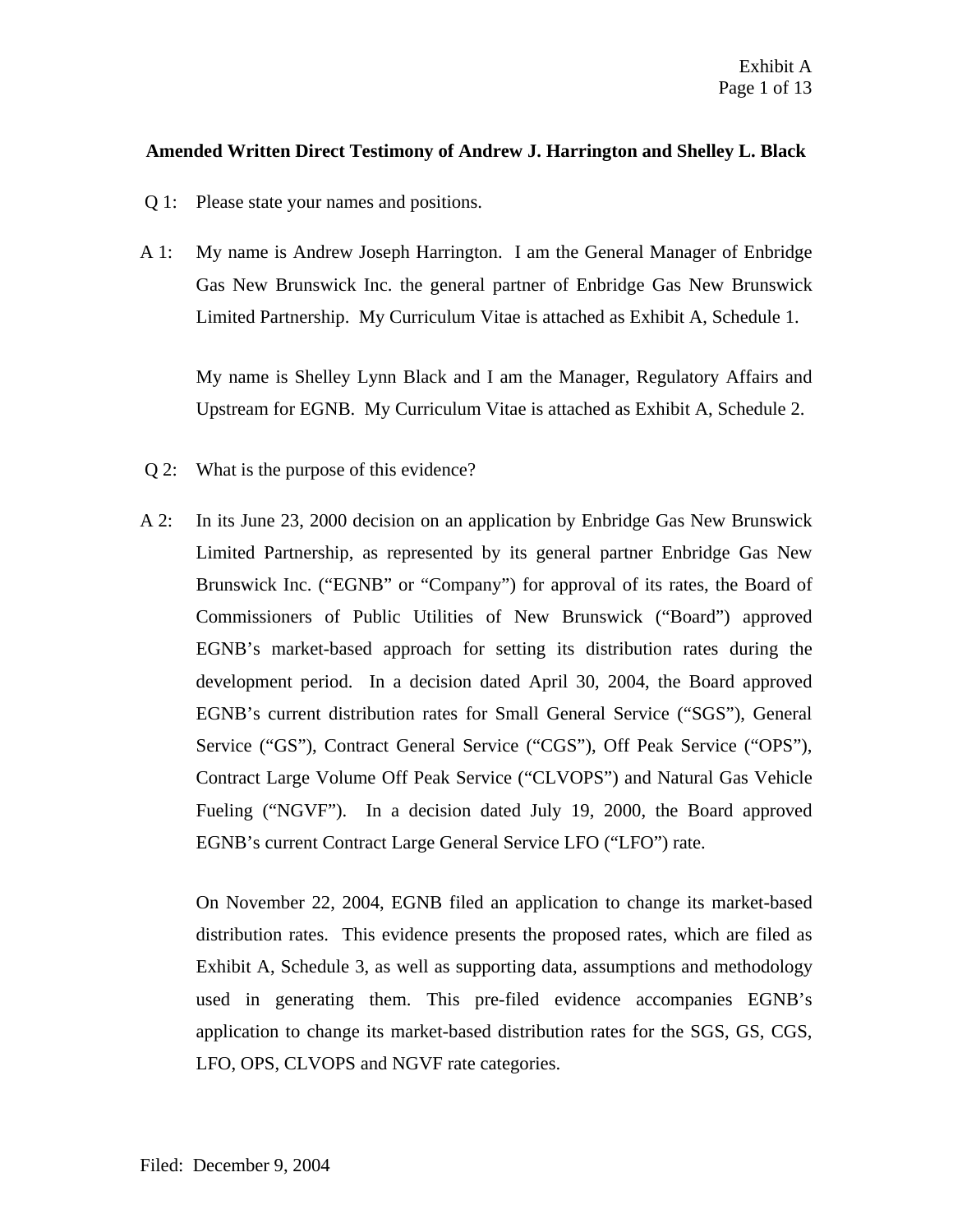**Amended Written Direct Testimony of Andrew J. Harrington and Shelley L. Black**

Q 1: Please state your names and positions.

A 1: My name is Andrew Joseph Harrington. I am the General Manager of Enbridge Gas New Brunswick Inc. the general partner of Enbridge Gas New Brunswick Limited Partnership. My Curriculum Vitae is attached as Exhibit A, Schedule 1.

My name is Shelley Lynn Black and I am the Manager, Regulatory Affairs and Upstream for EGNB. My Curriculum Vitae is attached as Exhibit A, Schedule 2.

Q 2: What is the purpose of this evidence?

A 2: In its June 23, 2000 decision on an application by Enbridge Gas New Brunswick Limited Partnership, as represented by its general partner Enbridge Gas New Brunswick Inc. ("EGNB" or "Company") for approval of its rates, the Board of Commissioners of Public Utilities of New Brunswick ("Board") approved EGNB's market-based approach for setting its distribution rates during the development period. In a decision dated April 30, 2004, the Board approved EGNB's current distribution rates for Small General Service ("SGS"), General Service ("GS"), Contract General Service ("CGS"), Off Peak Service ("OPS"), Contract Large Volume Off Peak Service ("CLVOPS") and Natural Gas Vehicle Fueling ("NGVF"). In a decision dated July 19, 2000, the Board approved EGNB's current Contract Large General Service LFO ("LFO") rate.

On November 22, 2004, EGNB filed an application to change its market-based distribution rates. This evidence presents the proposed rates, which are filed as Exhibit A, Schedule 3, as well as supporting data, assumptions and methodology used in generating them. This pre-filed evidence accompanies EGNB's application to change its market-based distribution rates for the SGS, GS, CGS, LFO, OPS, CLVOPS and NGVF rate categories.

Filed: December 9, 2004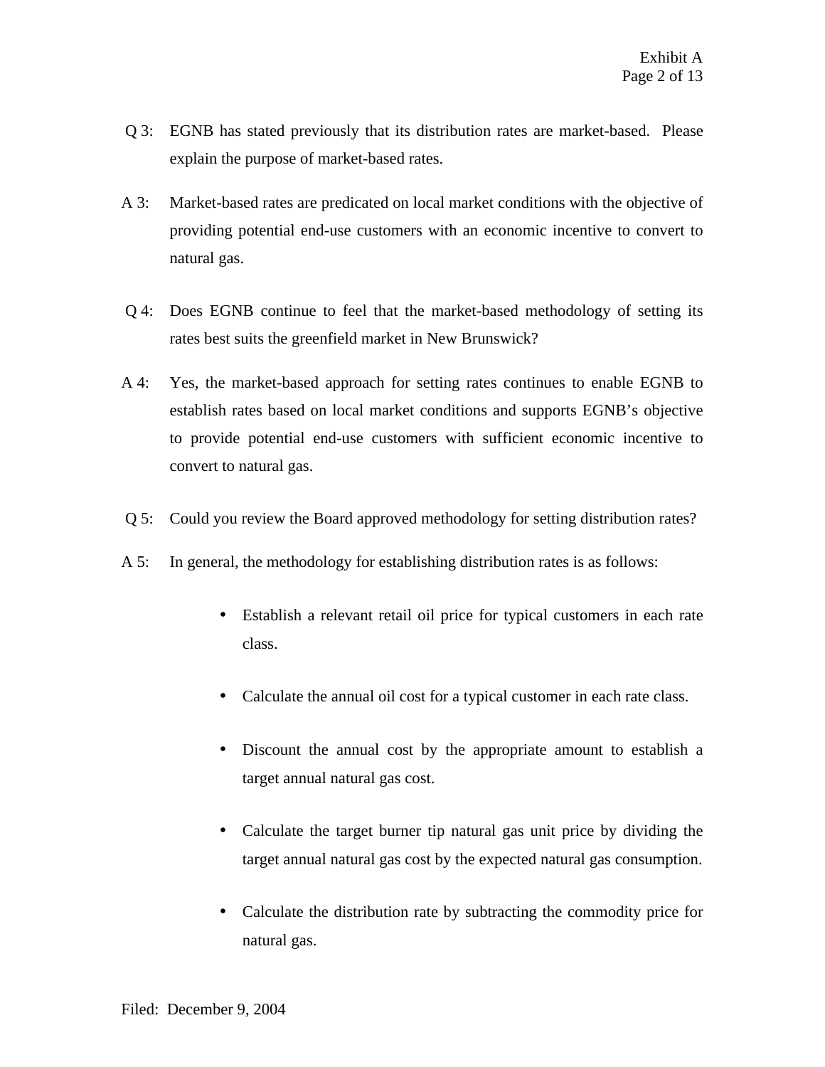Q 3: EGNB has stated previously that its distribution rates are market-based. Please explain the purpose of market-based rates.

A 3: Market-based rates are predicated on local market conditions with the objective of providing potential end-use customers with an economic incentive to convert to natural gas.

Q 4: Does EGNB continue to feel that the market-based methodology of setting its rates best suits the greenfield market in New Brunswick?

A 4: Yes, the market-based approach for setting rates continues to enable EGNB to establish rates based on local market conditions and supports EGNB's objective to provide potential end-use customers with sufficient economic incentive to convert to natural gas.

Q 5: Could you review the Board approved methodology for setting distribution rates?

A 5: In general, the methodology for establishing distribution rates is as follows:

- Establish a relevant retail oil price for typical customers in each rate class.
- Calculate the annual oil cost for a typical customer in each rate class.
- Discount the annual cost by the appropriate amount to establish a target annual natural gas cost.
- Calculate the target burner tip natural gas unit price by dividing the target annual natural gas cost by the expected natural gas consumption.
- Calculate the distribution rate by subtracting the commodity price for natural gas.

Filed: December 9, 2004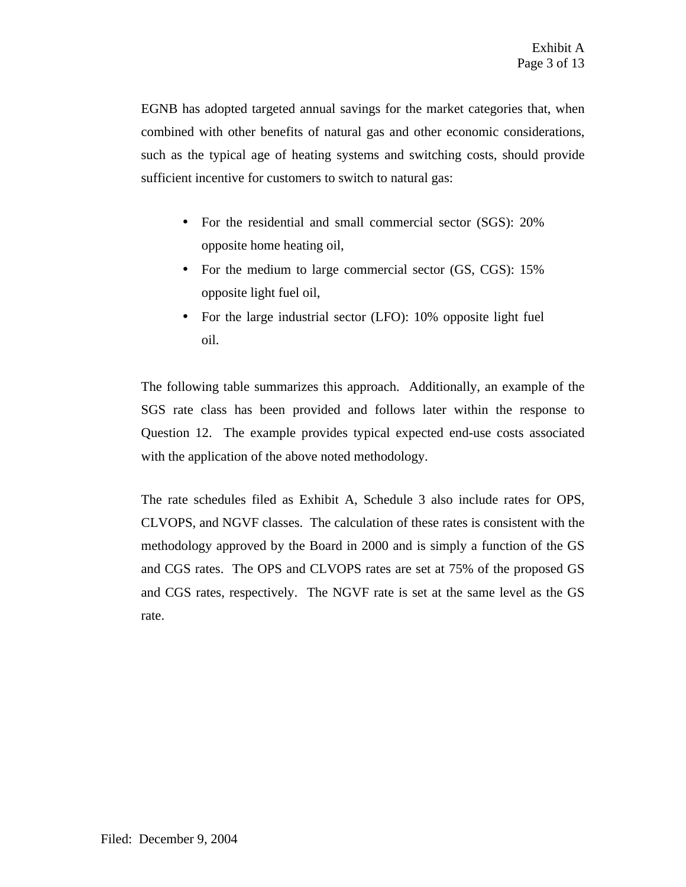EGNB has adopted targeted annual savings for the market categories that, when combined with other benefits of natural gas and other economic considerations, such as the typical age of heating systems and switching costs, should provide sufficient incentive for customers to switch to natural gas:

- For the residential and small commercial sector (SGS): 20% opposite home heating oil,
- For the medium to large commercial sector (GS, CGS): 15% opposite light fuel oil,
- For the large industrial sector (LFO): 10% opposite light fuel oil.

The following table summarizes this approach. Additionally, an example of the SGS rate class has been provided and follows later within the response to Question 12. The example provides typical expected end-use costs associated with the application of the above noted methodology.

The rate schedules filed as Exhibit A, Schedule 3 also include rates for OPS, CLVOPS, and NGVF classes. The calculation of these rates is consistent with the methodology approved by the Board in 2000 and is simply a function of the GS and CGS rates. The OPS and CLVOPS rates are set at 75% of the proposed GS and CGS rates, respectively. The NGVF rate is set at the same level as the GS rate.

Filed: December 9, 2004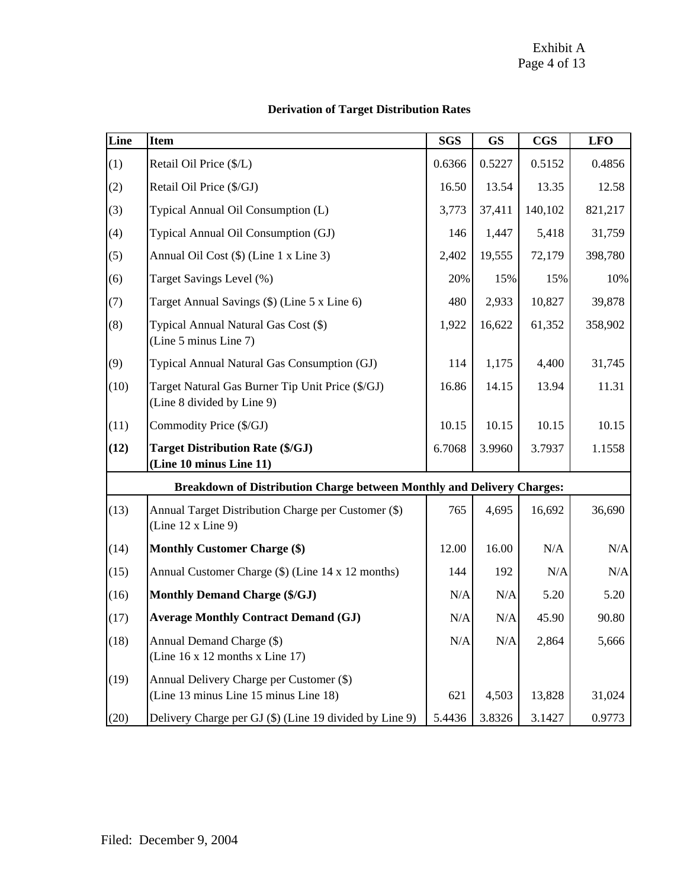Exhibit A

## Derivation of Target Distribution Rates

| Line | Item | SGS | GS | CGS | LFO |
|---|---|---|---|---|---|
| (1) | Retail Oil Price ($/L) | 0.6366 | 0.5227 | 0.5152 | 0.4856 |
| (2) | Retail Oil Price ($/GJ) | 16.50 | 13.54 | 13.35 | 12.58 |
| (3) | Typical Annual Oil Consumption (L) | 3,773 | 37,411 | 140,102 | 821,217 |
| (4) | Typical Annual Oil Consumption (GJ) | 146 | 1,447 | 5,418 | 31,759 |
| (5) | Annual Oil Cost ($) (Line 1 x Line 3) | 2,402 | 19,555 | 72,179 | 398,780 |
| (6) | Target Savings Level (%) | 20% | 15% | 15% | 10% |
| (7) | Target Annual Savings ($) (Line 5 x Line 6) | 480 | 2,933 | 10,827 | 39,878 |
| (8) | Typical Annual Natural Gas Cost ($) (Line 5 minus Line 7) | 1,922 | 16,622 | 61,352 | 358,902 |
| (9) | Typical Annual Natural Gas Consumption (GJ) | 114 | 1,175 | 4,400 | 31,745 |
| (10) | Target Natural Gas Burner Tip Unit Price ($/GJ) (Line 8 divided by Line 9) | 16.86 | 14.15 | 13.94 | 11.31 |
| (11) | Commodity Price ($/GJ) | 10.15 | 10.15 | 10.15 | 10.15 |
| **(12)** | **Target Distribution Rate ($/GJ) (Line 10 minus Line 11)** | 6.7068 | 3.9960 | 3.7937 | 1.1558 |
| | **Breakdown of Distribution Charge between Monthly and Delivery Charges:** | | | | |
| (13) | Annual Target Distribution Charge per Customer ($) (Line 12 x Line 9) | 765 | 4,695 | 16,692 | 36,690 |
| (14) | **Monthly Customer Charge ($)** | 12.00 | 16.00 | N/A | N/A |
| (15) | Annual Customer Charge ($) (Line 14 x 12 months) | 144 | 192 | N/A | N/A |
| (16) | **Monthly Demand Charge ($/GJ)** | N/A | N/A | 5.20 | 5.20 |
| (17) | **Average Monthly Contract Demand (GJ)** | N/A | N/A | 45.90 | 90.80 |
| (18) | Annual Demand Charge ($) (Line 16 x 12 months x Line 17) | N/A | N/A | 2,864 | 5,666 |
| (19) | Annual Delivery Charge per Customer ($) (Line 13 minus Line 15 minus Line 18) | 621 | 4,503 | 13,828 | 31,024 |
| (20) | Delivery Charge per GJ ($) (Line 19 divided by Line 9) | 5.4436 | 3.8326 | 3.1427 | 0.9773 |

Filed: December 9, 2004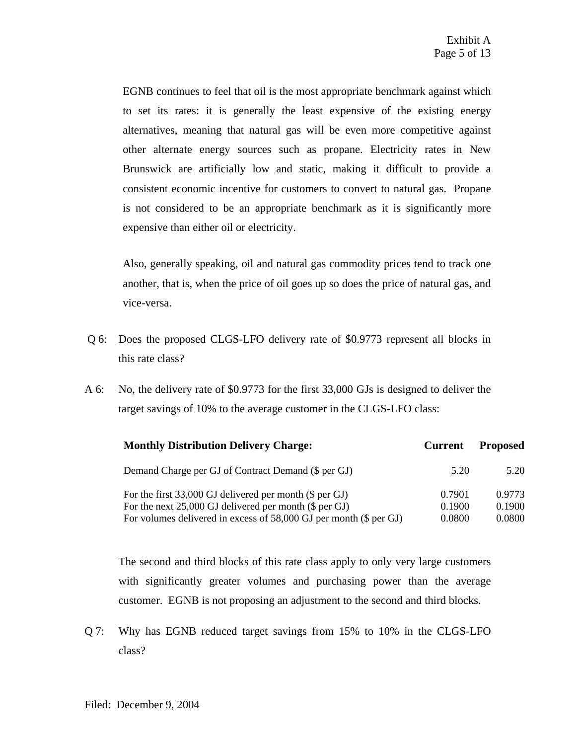EGNB continues to feel that oil is the most appropriate benchmark against which to set its rates: it is generally the least expensive of the existing energy alternatives, meaning that natural gas will be even more competitive against other alternate energy sources such as propane. Electricity rates in New Brunswick are artificially low and static, making it difficult to provide a consistent economic incentive for customers to convert to natural gas. Propane is not considered to be an appropriate benchmark as it is significantly more expensive than either oil or electricity.

Also, generally speaking, oil and natural gas commodity prices tend to track one another, that is, when the price of oil goes up so does the price of natural gas, and vice-versa.

Q 6: Does the proposed CLGS-LFO delivery rate of $0.9773 represent all blocks in this rate class?

A 6: No, the delivery rate of $0.9773 for the first 33,000 GJs is designed to deliver the target savings of 10% to the average customer in the CLGS-LFO class:

| **Monthly Distribution Delivery Charge:** | **Current** | **Proposed** |
|---|---|---|
| Demand Charge per GJ of Contract Demand ($ per GJ) | 5.20 | 5.20 |
| For the first 33,000 GJ delivered per month ($ per GJ) | 0.7901 | 0.9773 |
| For the next 25,000 GJ delivered per month ($ per GJ) | 0.1900 | 0.1900 |
| For volumes delivered in excess of 58,000 GJ per month ($ per GJ) | 0.0800 | 0.0800 |

The second and third blocks of this rate class apply to only very large customers with significantly greater volumes and purchasing power than the average customer. EGNB is not proposing an adjustment to the second and third blocks.

Q 7: Why has EGNB reduced target savings from 15% to 10% in the CLGS-LFO class?

Filed: December 9, 2004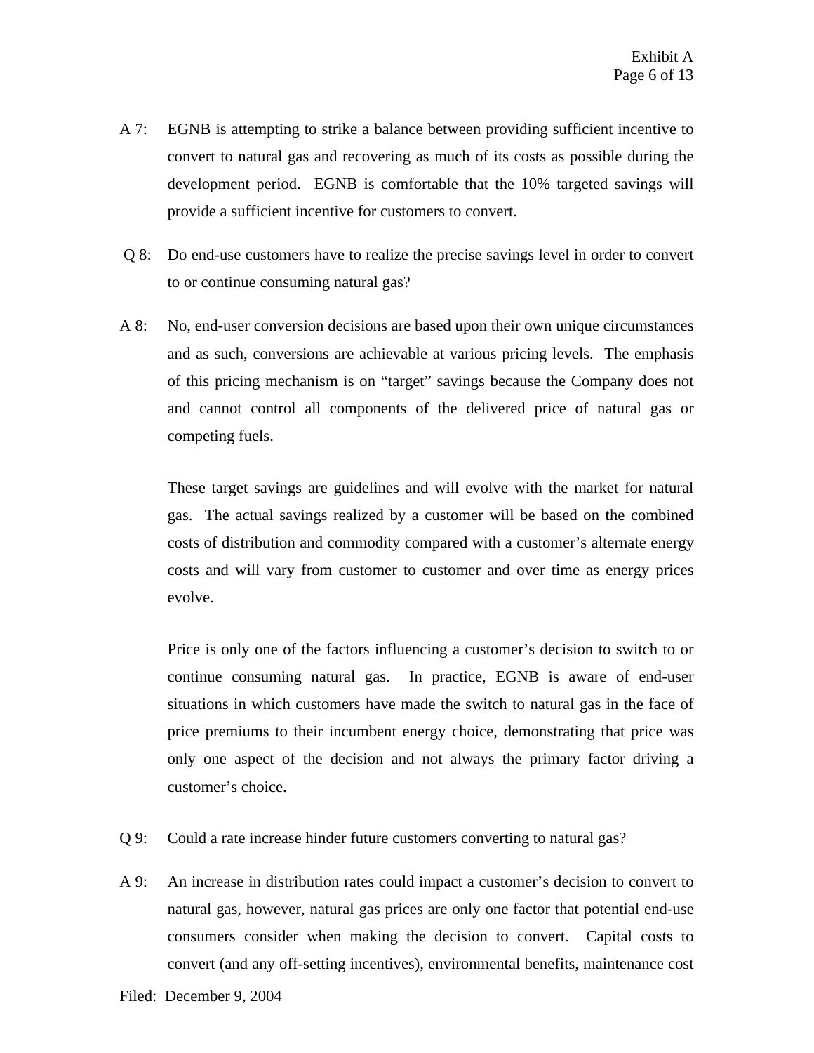A 7: EGNB is attempting to strike a balance between providing sufficient incentive to convert to natural gas and recovering as much of its costs as possible during the development period. EGNB is comfortable that the 10% targeted savings will provide a sufficient incentive for customers to convert.

Q 8: Do end-use customers have to realize the precise savings level in order to convert to or continue consuming natural gas?

A 8: No, end-user conversion decisions are based upon their own unique circumstances and as such, conversions are achievable at various pricing levels. The emphasis of this pricing mechanism is on "target" savings because the Company does not and cannot control all components of the delivered price of natural gas or competing fuels.

These target savings are guidelines and will evolve with the market for natural gas. The actual savings realized by a customer will be based on the combined costs of distribution and commodity compared with a customer's alternate energy costs and will vary from customer to customer and over time as energy prices evolve.

Price is only one of the factors influencing a customer's decision to switch to or continue consuming natural gas. In practice, EGNB is aware of end-user situations in which customers have made the switch to natural gas in the face of price premiums to their incumbent energy choice, demonstrating that price was only one aspect of the decision and not always the primary factor driving a customer's choice.

Q 9: Could a rate increase hinder future customers converting to natural gas?

A 9: An increase in distribution rates could impact a customer's decision to convert to natural gas, however, natural gas prices are only one factor that potential end-use consumers consider when making the decision to convert. Capital costs to convert (and any off-setting incentives), environmental benefits, maintenance cost

Filed: December 9, 2004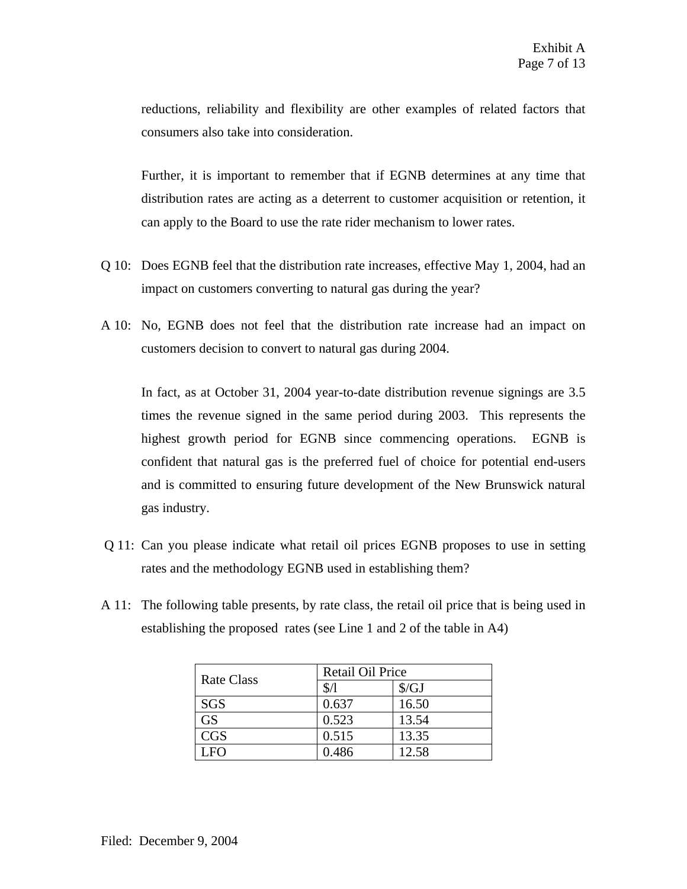reductions, reliability and flexibility are other examples of related factors that consumers also take into consideration.

Further, it is important to remember that if EGNB determines at any time that distribution rates are acting as a deterrent to customer acquisition or retention, it can apply to the Board to use the rate rider mechanism to lower rates.

Q 10: Does EGNB feel that the distribution rate increases, effective May 1, 2004, had an impact on customers converting to natural gas during the year?

A 10: No, EGNB does not feel that the distribution rate increase had an impact on customers decision to convert to natural gas during 2004.

In fact, as at October 31, 2004 year-to-date distribution revenue signings are 3.5 times the revenue signed in the same period during 2003. This represents the highest growth period for EGNB since commencing operations. EGNB is confident that natural gas is the preferred fuel of choice for potential end-users and is committed to ensuring future development of the New Brunswick natural gas industry.

Q 11: Can you please indicate what retail oil prices EGNB proposes to use in setting rates and the methodology EGNB used in establishing them?

A 11: The following table presents, by rate class, the retail oil price that is being used in establishing the proposed rates (see Line 1 and 2 of the table in A4)

| Rate Class | Retail Oil Price | |
|---|---|---|
| | $/l | $/GJ |
| SGS | 0.637 | 16.50 |
| GS | 0.523 | 13.54 |
| CGS | 0.515 | 13.35 |
| LFO | 0.486 | 12.58 |

Filed: December 9, 2004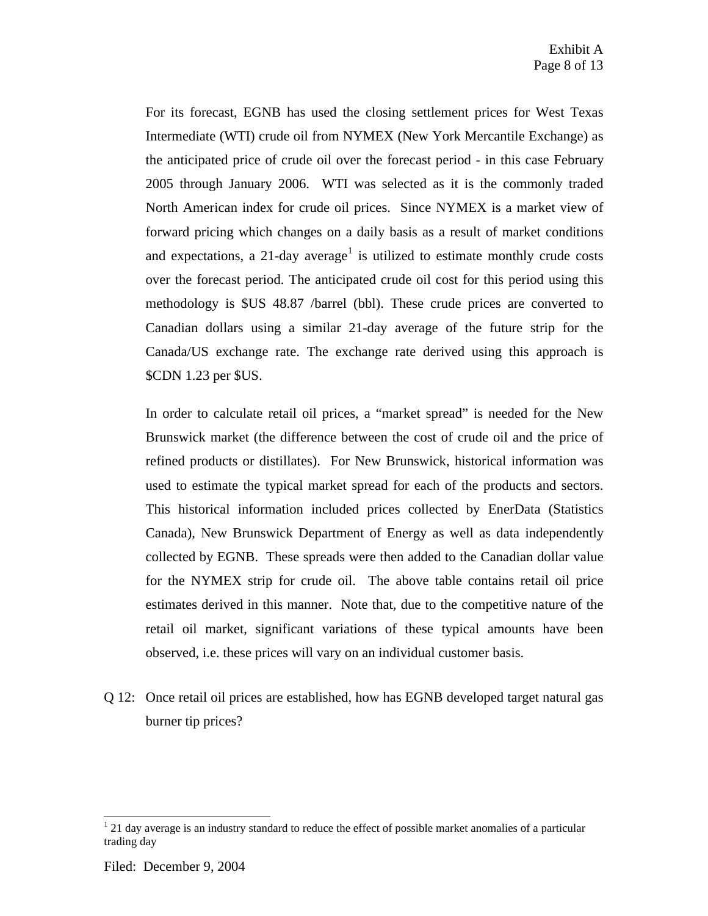For its forecast, EGNB has used the closing settlement prices for West Texas Intermediate (WTI) crude oil from NYMEX (New York Mercantile Exchange) as the anticipated price of crude oil over the forecast period - in this case February 2005 through January 2006. WTI was selected as it is the commonly traded North American index for crude oil prices. Since NYMEX is a market view of forward pricing which changes on a daily basis as a result of market conditions and expectations, a 21-day average[1] is utilized to estimate monthly crude costs over the forecast period. The anticipated crude oil cost for this period using this methodology is $US 48.87 /barrel (bbl). These crude prices are converted to Canadian dollars using a similar 21-day average of the future strip for the Canada/US exchange rate. The exchange rate derived using this approach is $CDN 1.23 per $US.

In order to calculate retail oil prices, a "market spread" is needed for the New Brunswick market (the difference between the cost of crude oil and the price of refined products or distillates). For New Brunswick, historical information was used to estimate the typical market spread for each of the products and sectors. This historical information included prices collected by EnerData (Statistics Canada), New Brunswick Department of Energy as well as data independently collected by EGNB. These spreads were then added to the Canadian dollar value for the NYMEX strip for crude oil. The above table contains retail oil price estimates derived in this manner. Note that, due to the competitive nature of the retail oil market, significant variations of these typical amounts have been observed, i.e. these prices will vary on an individual customer basis.

Q 12: Once retail oil prices are established, how has EGNB developed target natural gas burner tip prices?

---

[1] 21 day average is an industry standard to reduce the effect of possible market anomalies of a particular trading day

Filed: December 9, 2004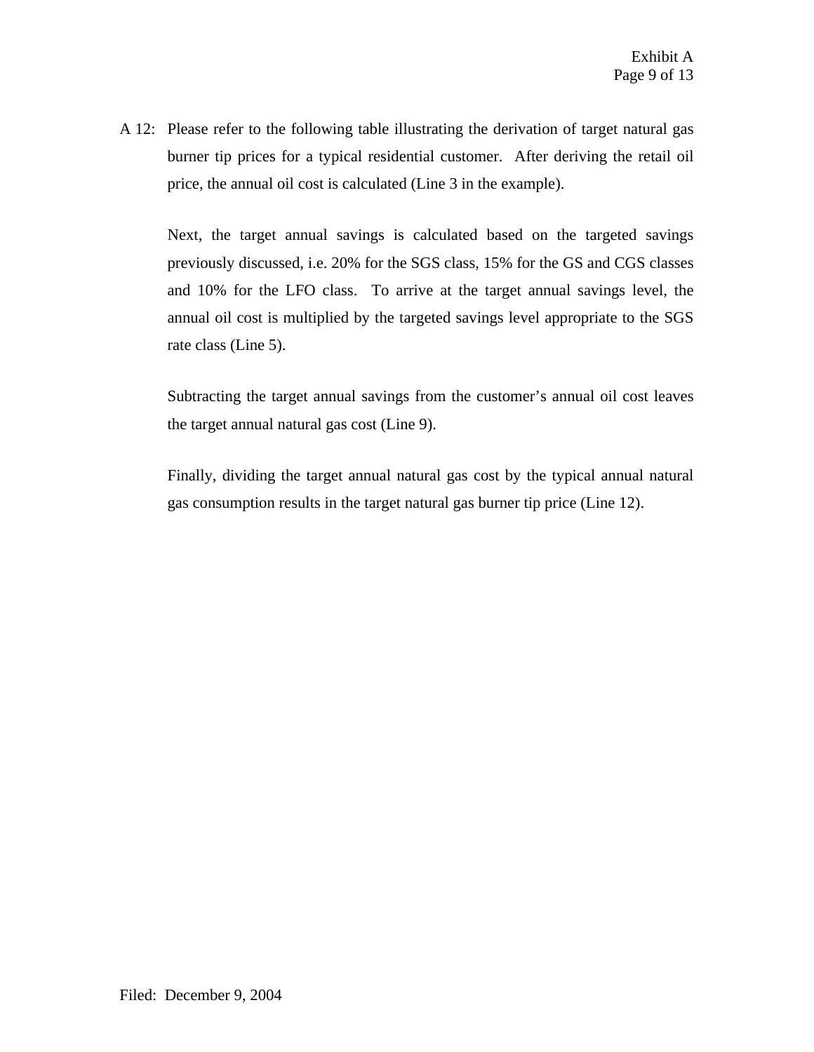A 12: Please refer to the following table illustrating the derivation of target natural gas burner tip prices for a typical residential customer. After deriving the retail oil price, the annual oil cost is calculated (Line 3 in the example).

Next, the target annual savings is calculated based on the targeted savings previously discussed, i.e. 20% for the SGS class, 15% for the GS and CGS classes and 10% for the LFO class. To arrive at the target annual savings level, the annual oil cost is multiplied by the targeted savings level appropriate to the SGS rate class (Line 5).

Subtracting the target annual savings from the customer's annual oil cost leaves the target annual natural gas cost (Line 9).

Finally, dividing the target annual natural gas cost by the typical annual natural gas consumption results in the target natural gas burner tip price (Line 12).

Filed: December 9, 2004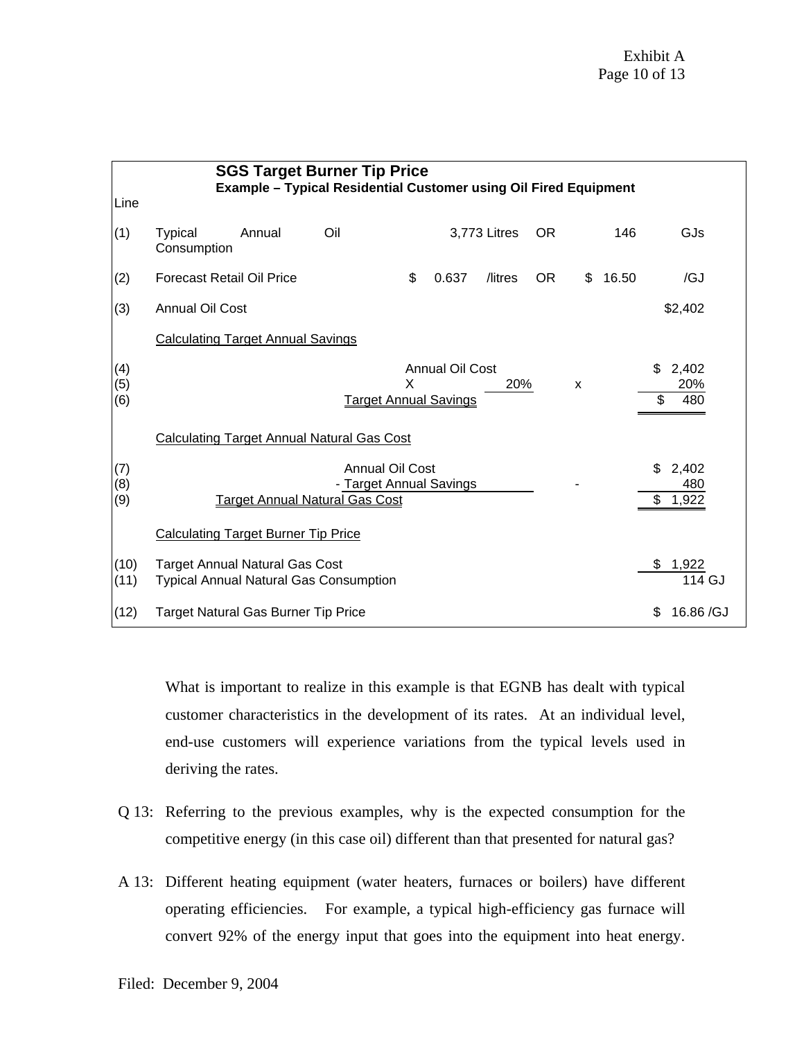| Line | SGS Target Burner Tip Price<br>Example – Typical Residential Customer using Oil Fired Equipment | | | | | |
|---|---|---|---|---|---|---|
| (1) | Typical Annual Oil Consumption | 3,773 Litres | OR | 146 | | GJs |
| (2) | Forecast Retail Oil Price | $ 0.637 /litres | OR | $ 16.50 | | /GJ |
| (3) | Annual Oil Cost | | | | | $2,402 |
| | Calculating Target Annual Savings | | | | | |
| (4) | | Annual Oil Cost | | | | $ 2,402 |
| (5) | | X 20% | | | x | 20% |
| (6) | | Target Annual Savings | | | | $ 480 |
| | Calculating Target Annual Natural Gas Cost | | | | | |
| (7) | | Annual Oil Cost | | | | $ 2,402 |
| (8) | | - Target Annual Savings | | | - | 480 |
| (9) | Target Annual Natural Gas Cost | | | | | $ 1,922 |
| | Calculating Target Burner Tip Price | | | | | |
| (10) | Target Annual Natural Gas Cost | | | | | $ 1,922 |
| (11) | Typical Annual Natural Gas Consumption | | | | | 114 GJ |
| (12) | Target Natural Gas Burner Tip Price | | | | | $ 16.86 /GJ |

What is important to realize in this example is that EGNB has dealt with typical customer characteristics in the development of its rates. At an individual level, end-use customers will experience variations from the typical levels used in deriving the rates.

Q 13: Referring to the previous examples, why is the expected consumption for the competitive energy (in this case oil) different than that presented for natural gas?

A 13: Different heating equipment (water heaters, furnaces or boilers) have different operating efficiencies. For example, a typical high-efficiency gas furnace will convert 92% of the energy input that goes into the equipment into heat energy.

Filed: December 9, 2004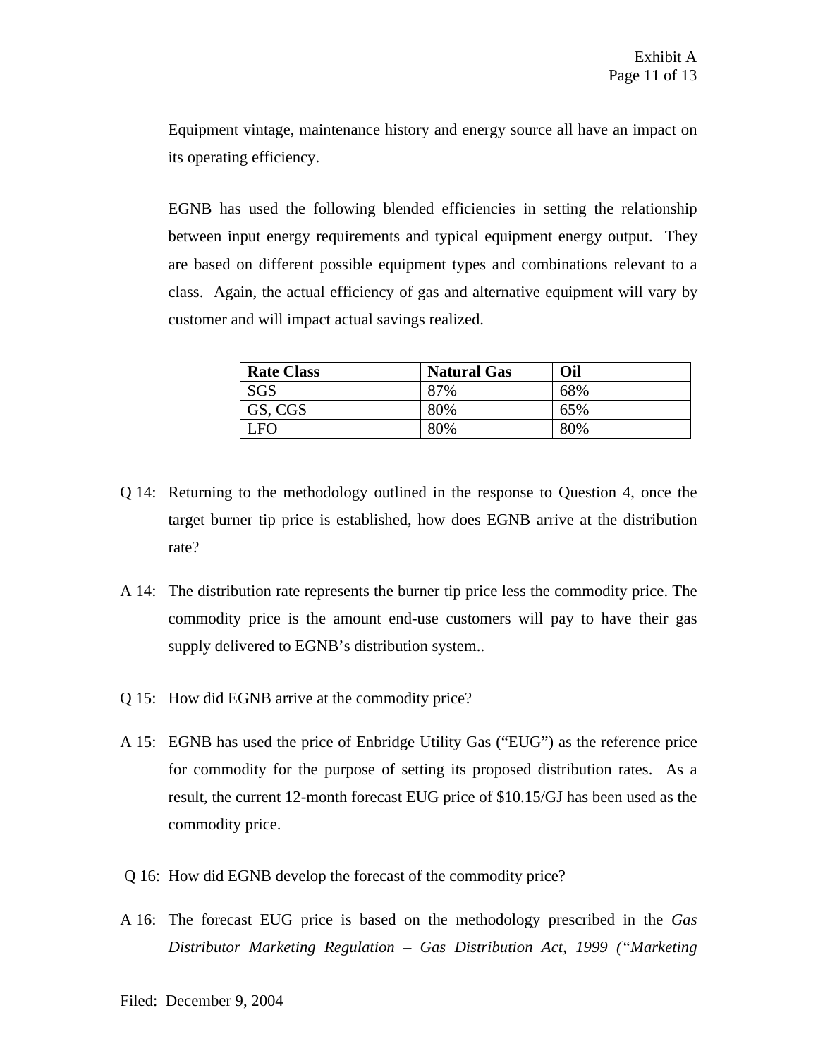Equipment vintage, maintenance history and energy source all have an impact on its operating efficiency.

EGNB has used the following blended efficiencies in setting the relationship between input energy requirements and typical equipment energy output. They are based on different possible equipment types and combinations relevant to a class. Again, the actual efficiency of gas and alternative equipment will vary by customer and will impact actual savings realized.

| Rate Class | Natural Gas | Oil |
| --- | --- | --- |
| SGS | 87% | 68% |
| GS, CGS | 80% | 65% |
| LFO | 80% | 80% |

Q 14: Returning to the methodology outlined in the response to Question 4, once the target burner tip price is established, how does EGNB arrive at the distribution rate?

A 14: The distribution rate represents the burner tip price less the commodity price. The commodity price is the amount end-use customers will pay to have their gas supply delivered to EGNB's distribution system..

Q 15: How did EGNB arrive at the commodity price?

A 15: EGNB has used the price of Enbridge Utility Gas ("EUG") as the reference price for commodity for the purpose of setting its proposed distribution rates. As a result, the current 12-month forecast EUG price of $10.15/GJ has been used as the commodity price.

Q 16: How did EGNB develop the forecast of the commodity price?

A 16: The forecast EUG price is based on the methodology prescribed in the *Gas Distributor Marketing Regulation – Gas Distribution Act, 1999 ("Marketing*

Filed: December 9, 2004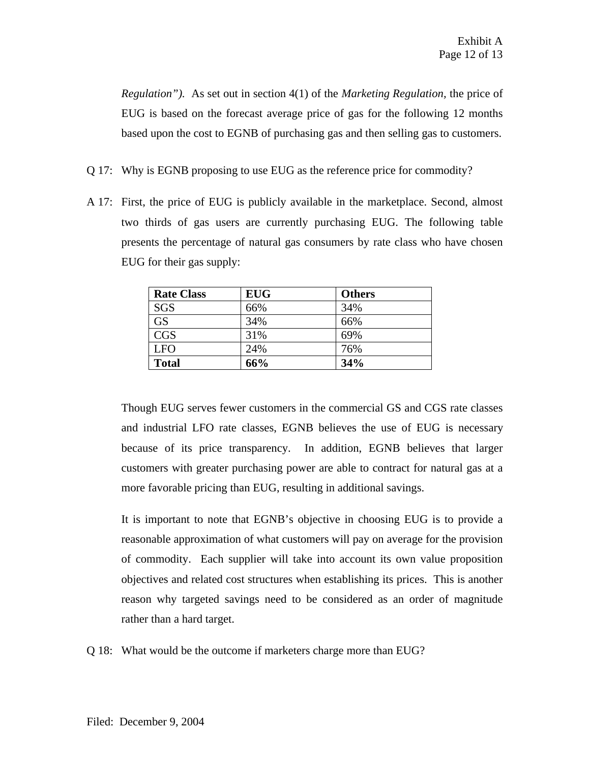*Regulation").* As set out in section 4(1) of the *Marketing Regulation*, the price of EUG is based on the forecast average price of gas for the following 12 months based upon the cost to EGNB of purchasing gas and then selling gas to customers.

Q 17: Why is EGNB proposing to use EUG as the reference price for commodity?

A 17: First, the price of EUG is publicly available in the marketplace. Second, almost two thirds of gas users are currently purchasing EUG. The following table presents the percentage of natural gas consumers by rate class who have chosen EUG for their gas supply:

| Rate Class | EUG | Others |
|---|---|---|
| SGS | 66% | 34% |
| GS | 34% | 66% |
| CGS | 31% | 69% |
| LFO | 24% | 76% |
| **Total** | **66%** | **34%** |

Though EUG serves fewer customers in the commercial GS and CGS rate classes and industrial LFO rate classes, EGNB believes the use of EUG is necessary because of its price transparency. In addition, EGNB believes that larger customers with greater purchasing power are able to contract for natural gas at a more favorable pricing than EUG, resulting in additional savings.

It is important to note that EGNB's objective in choosing EUG is to provide a reasonable approximation of what customers will pay on average for the provision of commodity. Each supplier will take into account its own value proposition objectives and related cost structures when establishing its prices. This is another reason why targeted savings need to be considered as an order of magnitude rather than a hard target.

Q 18: What would be the outcome if marketers charge more than EUG?

Filed: December 9, 2004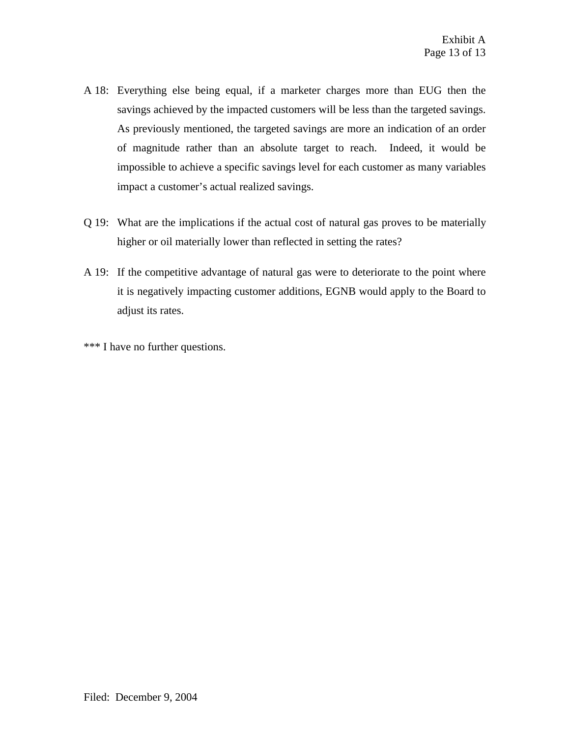A 18: Everything else being equal, if a marketer charges more than EUG then the savings achieved by the impacted customers will be less than the targeted savings. As previously mentioned, the targeted savings are more an indication of an order of magnitude rather than an absolute target to reach. Indeed, it would be impossible to achieve a specific savings level for each customer as many variables impact a customer's actual realized savings.

Q 19: What are the implications if the actual cost of natural gas proves to be materially higher or oil materially lower than reflected in setting the rates?

A 19: If the competitive advantage of natural gas were to deteriorate to the point where it is negatively impacting customer additions, EGNB would apply to the Board to adjust its rates.

*** I have no further questions.